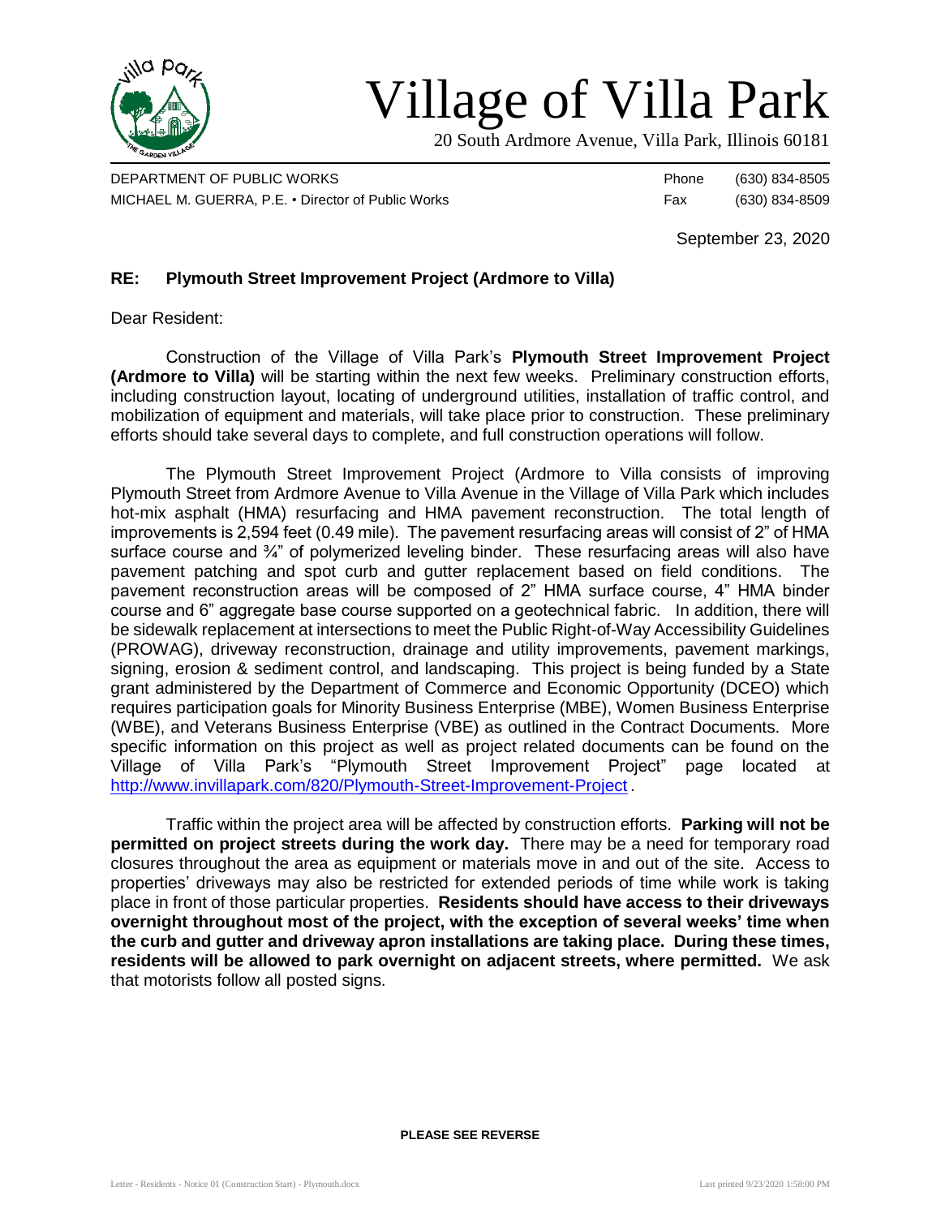# Village of Villa Park

20 South Ardmore Avenue, Villa Park, Illinois 60181

DEPARTMENT OF PUBLIC WORKS
MICHAEL M. GUERRA, P.E. • Director of Public Works

Phone (630) 834-8505
Fax (630) 834-8509

September 23, 2020

**RE: Plymouth Street Improvement Project (Ardmore to Villa)**

Dear Resident:

Construction of the Village of Villa Park's **Plymouth Street Improvement Project (Ardmore to Villa)** will be starting within the next few weeks. Preliminary construction efforts, including construction layout, locating of underground utilities, installation of traffic control, and mobilization of equipment and materials, will take place prior to construction. These preliminary efforts should take several days to complete, and full construction operations will follow.

The Plymouth Street Improvement Project (Ardmore to Villa consists of improving Plymouth Street from Ardmore Avenue to Villa Avenue in the Village of Villa Park which includes hot-mix asphalt (HMA) resurfacing and HMA pavement reconstruction. The total length of improvements is 2,594 feet (0.49 mile). The pavement resurfacing areas will consist of 2" of HMA surface course and ¾" of polymerized leveling binder. These resurfacing areas will also have pavement patching and spot curb and gutter replacement based on field conditions. The pavement reconstruction areas will be composed of 2" HMA surface course, 4" HMA binder course and 6" aggregate base course supported on a geotechnical fabric. In addition, there will be sidewalk replacement at intersections to meet the Public Right-of-Way Accessibility Guidelines (PROWAG), driveway reconstruction, drainage and utility improvements, pavement markings, signing, erosion & sediment control, and landscaping. This project is being funded by a State grant administered by the Department of Commerce and Economic Opportunity (DCEO) which requires participation goals for Minority Business Enterprise (MBE), Women Business Enterprise (WBE), and Veterans Business Enterprise (VBE) as outlined in the Contract Documents. More specific information on this project as well as project related documents can be found on the Village of Villa Park's "Plymouth Street Improvement Project" page located at http://www.invillapark.com/820/Plymouth-Street-Improvement-Project .

Traffic within the project area will be affected by construction efforts. **Parking will not be permitted on project streets during the work day.** There may be a need for temporary road closures throughout the area as equipment or materials move in and out of the site. Access to properties' driveways may also be restricted for extended periods of time while work is taking place in front of those particular properties. **Residents should have access to their driveways overnight throughout most of the project, with the exception of several weeks' time when the curb and gutter and driveway apron installations are taking place. During these times, residents will be allowed to park overnight on adjacent streets, where permitted.** We ask that motorists follow all posted signs.

**PLEASE SEE REVERSE**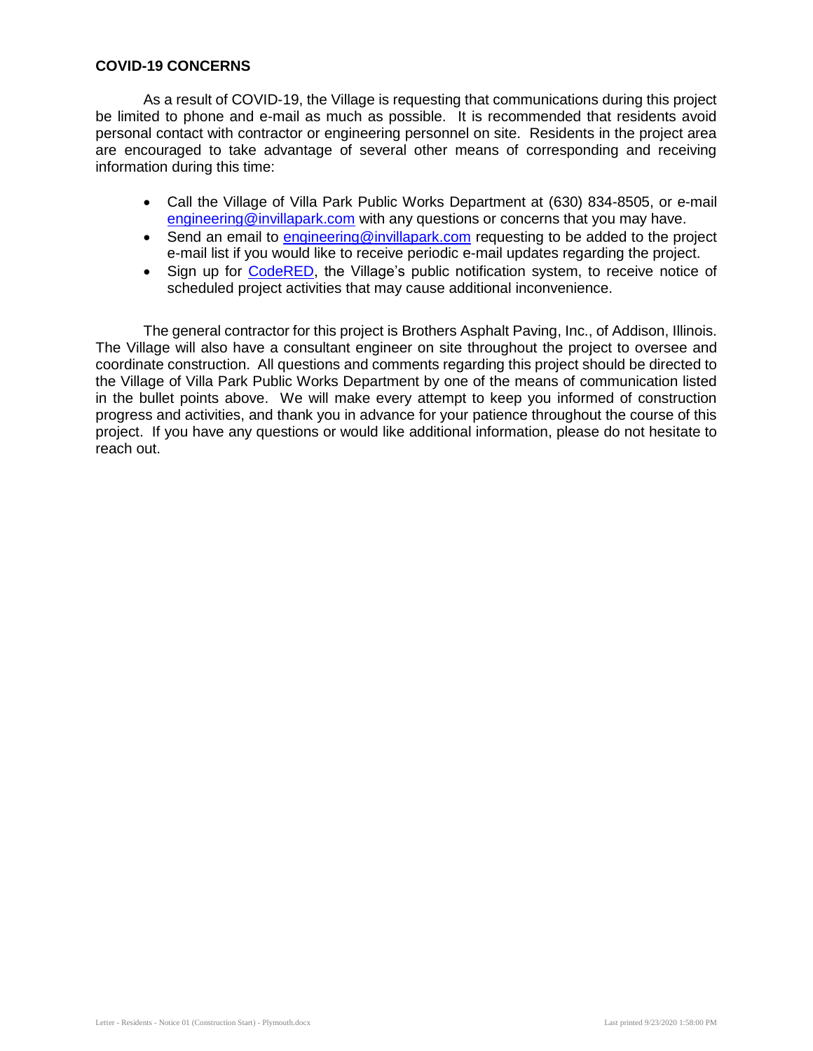## COVID-19 CONCERNS

As a result of COVID-19, the Village is requesting that communications during this project be limited to phone and e-mail as much as possible. It is recommended that residents avoid personal contact with contractor or engineering personnel on site. Residents in the project area are encouraged to take advantage of several other means of corresponding and receiving information during this time:

- Call the Village of Villa Park Public Works Department at (630) 834-8505, or e-mail engineering@invillapark.com with any questions or concerns that you may have.
- Send an email to engineering@invillapark.com requesting to be added to the project e-mail list if you would like to receive periodic e-mail updates regarding the project.
- Sign up for CodeRED, the Village's public notification system, to receive notice of scheduled project activities that may cause additional inconvenience.

The general contractor for this project is Brothers Asphalt Paving, Inc., of Addison, Illinois. The Village will also have a consultant engineer on site throughout the project to oversee and coordinate construction. All questions and comments regarding this project should be directed to the Village of Villa Park Public Works Department by one of the means of communication listed in the bullet points above. We will make every attempt to keep you informed of construction progress and activities, and thank you in advance for your patience throughout the course of this project. If you have any questions or would like additional information, please do not hesitate to reach out.